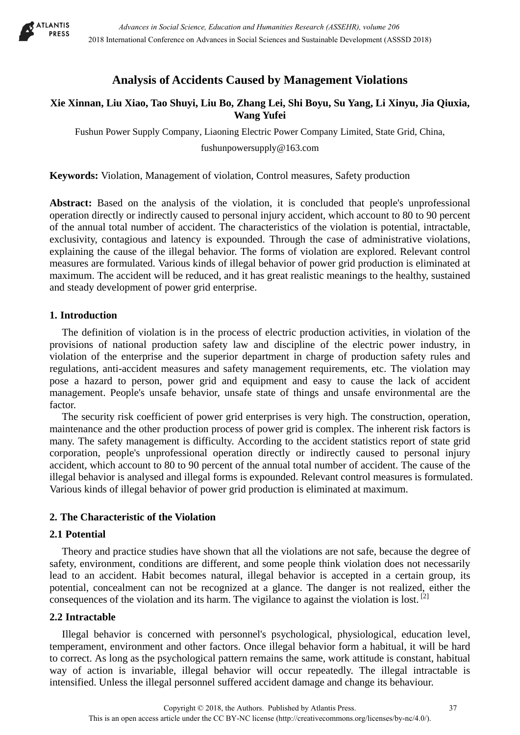# Analysis of Accidents Caused by Management Violations

**Xie Xinnan, Liu Xiao, Tao Shuyi, Liu Bo, Zhang Lei, Shi Boyu, Su Yang, Li Xinyu, Jia Qiuxia, Wang Yufei**

Fushun Power Supply Company, Liaoning Electric Power Company Limited, State Grid, China,

fushunpowersupply@163.com

**Keywords:** Violation, Management of violation, Control measures, Safety production

**Abstract:** Based on the analysis of the violation, it is concluded that people's unprofessional operation directly or indirectly caused to personal injury accident, which account to 80 to 90 percent of the annual total number of accident. The characteristics of the violation is potential, intractable, exclusivity, contagious and latency is expounded. Through the case of administrative violations, explaining the cause of the illegal behavior. The forms of violation are explored. Relevant control measures are formulated. Various kinds of illegal behavior of power grid production is eliminated at maximum. The accident will be reduced, and it has great realistic meanings to the healthy, sustained and steady development of power grid enterprise.

## 1. Introduction

The definition of violation is in the process of electric production activities, in violation of the provisions of national production safety law and discipline of the electric power industry, in violation of the enterprise and the superior department in charge of production safety rules and regulations, anti-accident measures and safety management requirements, etc. The violation may pose a hazard to person, power grid and equipment and easy to cause the lack of accident management. People's unsafe behavior, unsafe state of things and unsafe environmental are the factor.

The security risk coefficient of power grid enterprises is very high. The construction, operation, maintenance and the other production process of power grid is complex. The inherent risk factors is many. The safety management is difficulty. According to the accident statistics report of state grid corporation, people's unprofessional operation directly or indirectly caused to personal injury accident, which account to 80 to 90 percent of the annual total number of accident. The cause of the illegal behavior is analysed and illegal forms is expounded. Relevant control measures is formulated. Various kinds of illegal behavior of power grid production is eliminated at maximum.

## 2. The Characteristic of the Violation

### 2.1 Potential

Theory and practice studies have shown that all the violations are not safe, because the degree of safety, environment, conditions are different, and some people think violation does not necessarily lead to an accident. Habit becomes natural, illegal behavior is accepted in a certain group, its potential, concealment can not be recognized at a glance. The danger is not realized, either the consequences of the violation and its harm. The vigilance to against the violation is lost. [2]

### 2.2 Intractable

Illegal behavior is concerned with personnel's psychological, physiological, education level, temperament, environment and other factors. Once illegal behavior form a habitual, it will be hard to correct. As long as the psychological pattern remains the same, work attitude is constant, habitual way of action is invariable, illegal behavior will occur repeatedly. The illegal intractable is intensified. Unless the illegal personnel suffered accident damage and change its behaviour.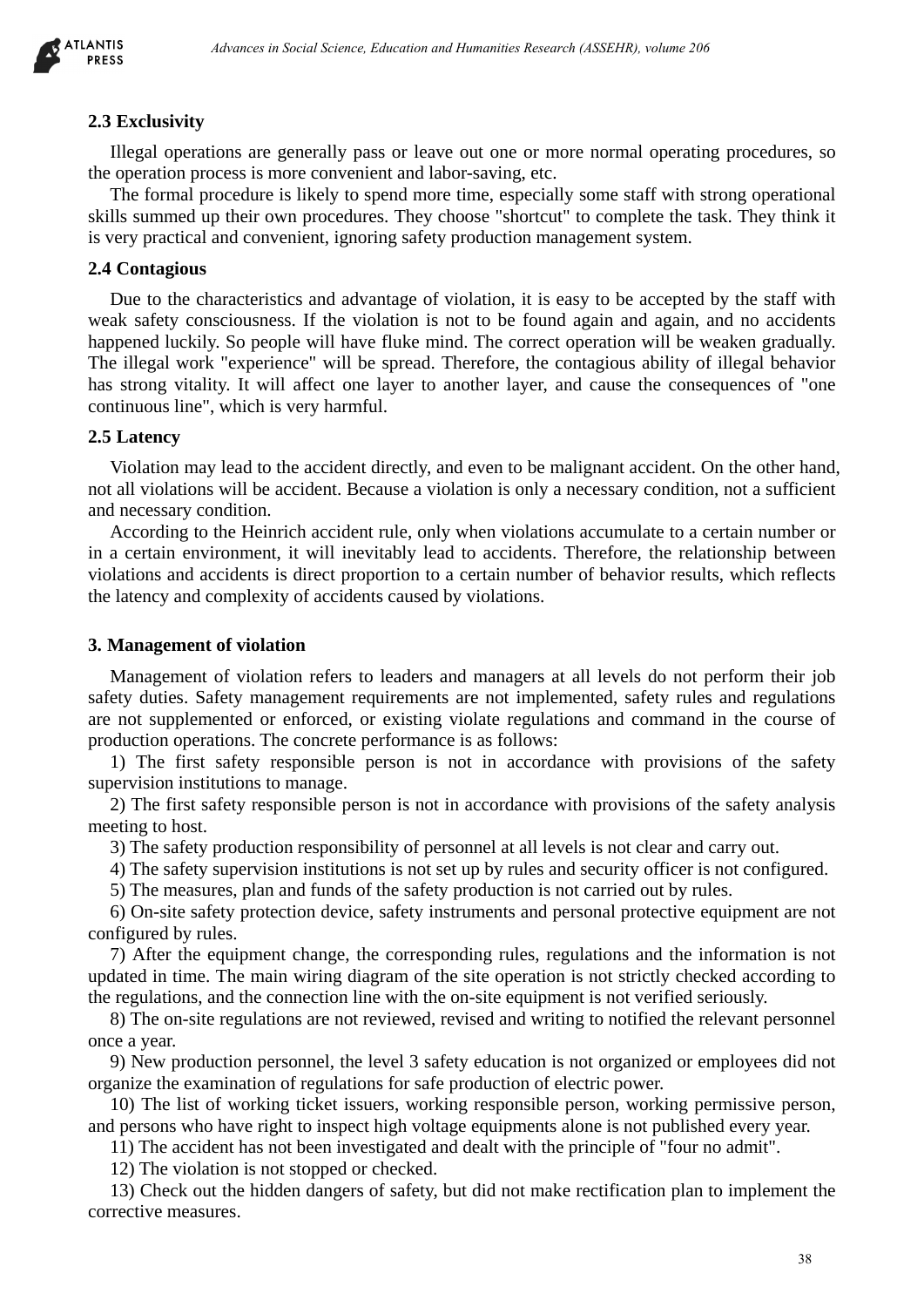### 2.3 Exclusivity

Illegal operations are generally pass or leave out one or more normal operating procedures, so the operation process is more convenient and labor-saving, etc.

The formal procedure is likely to spend more time, especially some staff with strong operational skills summed up their own procedures. They choose "shortcut" to complete the task. They think it is very practical and convenient, ignoring safety production management system.

### 2.4 Contagious

Due to the characteristics and advantage of violation, it is easy to be accepted by the staff with weak safety consciousness. If the violation is not to be found again and again, and no accidents happened luckily. So people will have fluke mind. The correct operation will be weaken gradually. The illegal work "experience" will be spread. Therefore, the contagious ability of illegal behavior has strong vitality. It will affect one layer to another layer, and cause the consequences of "one continuous line", which is very harmful.

### 2.5 Latency

Violation may lead to the accident directly, and even to be malignant accident. On the other hand, not all violations will be accident. Because a violation is only a necessary condition, not a sufficient and necessary condition.

According to the Heinrich accident rule, only when violations accumulate to a certain number or in a certain environment, it will inevitably lead to accidents. Therefore, the relationship between violations and accidents is direct proportion to a certain number of behavior results, which reflects the latency and complexity of accidents caused by violations.

## 3. Management of violation

Management of violation refers to leaders and managers at all levels do not perform their job safety duties. Safety management requirements are not implemented, safety rules and regulations are not supplemented or enforced, or existing violate regulations and command in the course of production operations. The concrete performance is as follows:

1) The first safety responsible person is not in accordance with provisions of the safety supervision institutions to manage.

2) The first safety responsible person is not in accordance with provisions of the safety analysis meeting to host.

3) The safety production responsibility of personnel at all levels is not clear and carry out.

4) The safety supervision institutions is not set up by rules and security officer is not configured.

5) The measures, plan and funds of the safety production is not carried out by rules.

6) On-site safety protection device, safety instruments and personal protective equipment are not configured by rules.

7) After the equipment change, the corresponding rules, regulations and the information is not updated in time. The main wiring diagram of the site operation is not strictly checked according to the regulations, and the connection line with the on-site equipment is not verified seriously.

8) The on-site regulations are not reviewed, revised and writing to notified the relevant personnel once a year.

9) New production personnel, the level 3 safety education is not organized or employees did not organize the examination of regulations for safe production of electric power.

10) The list of working ticket issuers, working responsible person, working permissive person, and persons who have right to inspect high voltage equipments alone is not published every year.

11) The accident has not been investigated and dealt with the principle of "four no admit".

12) The violation is not stopped or checked.

13) Check out the hidden dangers of safety, but did not make rectification plan to implement the corrective measures.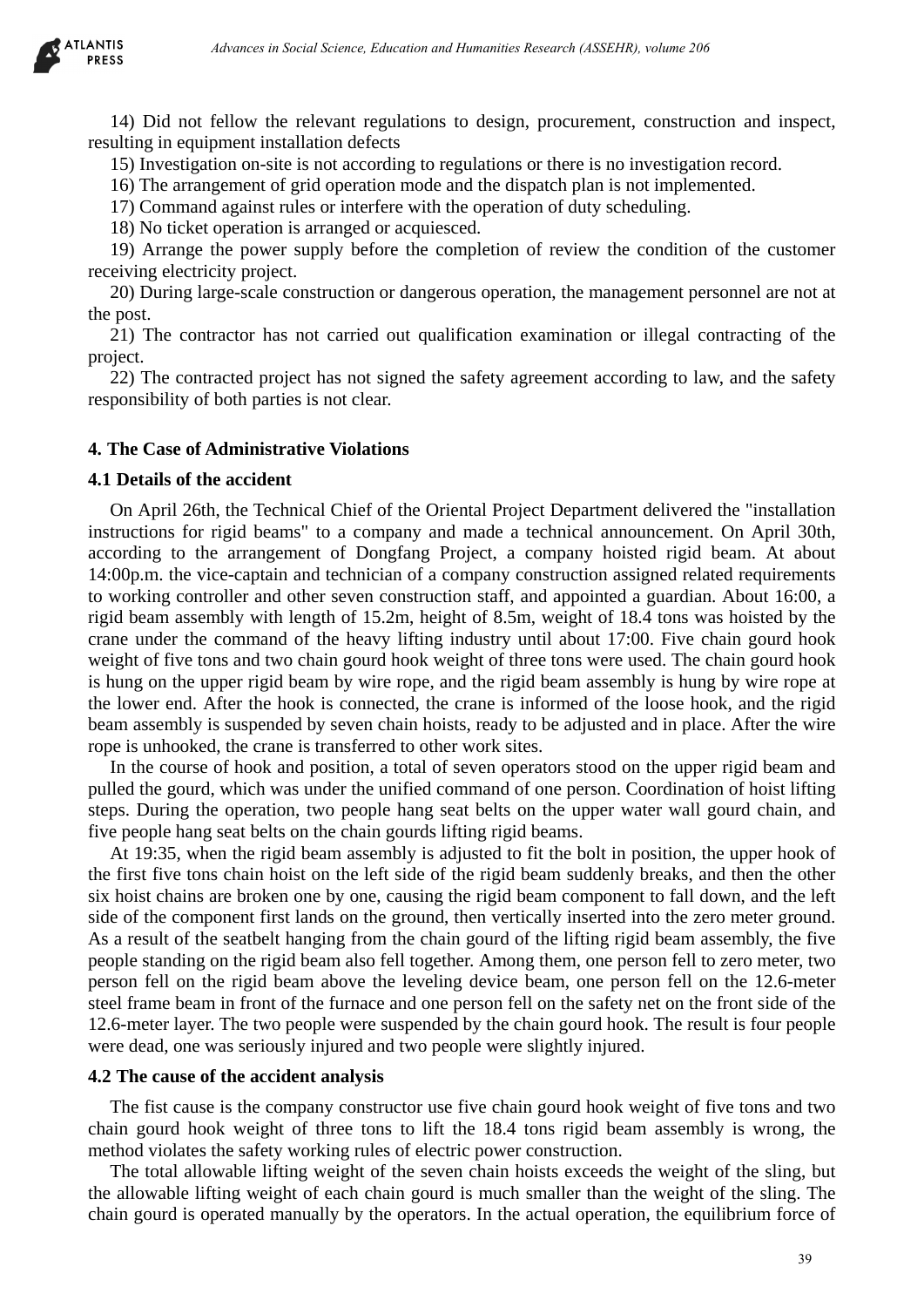14) Did not fellow the relevant regulations to design, procurement, construction and inspect, resulting in equipment installation defects

15) Investigation on-site is not according to regulations or there is no investigation record.

16) The arrangement of grid operation mode and the dispatch plan is not implemented.

17) Command against rules or interfere with the operation of duty scheduling.

18) No ticket operation is arranged or acquiesced.

19) Arrange the power supply before the completion of review the condition of the customer receiving electricity project.

20) During large-scale construction or dangerous operation, the management personnel are not at the post.

21) The contractor has not carried out qualification examination or illegal contracting of the project.

22) The contracted project has not signed the safety agreement according to law, and the safety responsibility of both parties is not clear.

## 4. The Case of Administrative Violations

### 4.1 Details of the accident

On April 26th, the Technical Chief of the Oriental Project Department delivered the "installation instructions for rigid beams" to a company and made a technical announcement. On April 30th, according to the arrangement of Dongfang Project, a company hoisted rigid beam. At about 14:00p.m. the vice-captain and technician of a company construction assigned related requirements to working controller and other seven construction staff, and appointed a guardian. About 16:00, a rigid beam assembly with length of 15.2m, height of 8.5m, weight of 18.4 tons was hoisted by the crane under the command of the heavy lifting industry until about 17:00. Five chain gourd hook weight of five tons and two chain gourd hook weight of three tons were used. The chain gourd hook is hung on the upper rigid beam by wire rope, and the rigid beam assembly is hung by wire rope at the lower end. After the hook is connected, the crane is informed of the loose hook, and the rigid beam assembly is suspended by seven chain hoists, ready to be adjusted and in place. After the wire rope is unhooked, the crane is transferred to other work sites.

In the course of hook and position, a total of seven operators stood on the upper rigid beam and pulled the gourd, which was under the unified command of one person. Coordination of hoist lifting steps. During the operation, two people hang seat belts on the upper water wall gourd chain, and five people hang seat belts on the chain gourds lifting rigid beams.

At 19:35, when the rigid beam assembly is adjusted to fit the bolt in position, the upper hook of the first five tons chain hoist on the left side of the rigid beam suddenly breaks, and then the other six hoist chains are broken one by one, causing the rigid beam component to fall down, and the left side of the component first lands on the ground, then vertically inserted into the zero meter ground. As a result of the seatbelt hanging from the chain gourd of the lifting rigid beam assembly, the five people standing on the rigid beam also fell together. Among them, one person fell to zero meter, two person fell on the rigid beam above the leveling device beam, one person fell on the 12.6-meter steel frame beam in front of the furnace and one person fell on the safety net on the front side of the 12.6-meter layer. The two people were suspended by the chain gourd hook. The result is four people were dead, one was seriously injured and two people were slightly injured.

### 4.2 The cause of the accident analysis

The fist cause is the company constructor use five chain gourd hook weight of five tons and two chain gourd hook weight of three tons to lift the 18.4 tons rigid beam assembly is wrong, the method violates the safety working rules of electric power construction.

The total allowable lifting weight of the seven chain hoists exceeds the weight of the sling, but the allowable lifting weight of each chain gourd is much smaller than the weight of the sling. The chain gourd is operated manually by the operators. In the actual operation, the equilibrium force of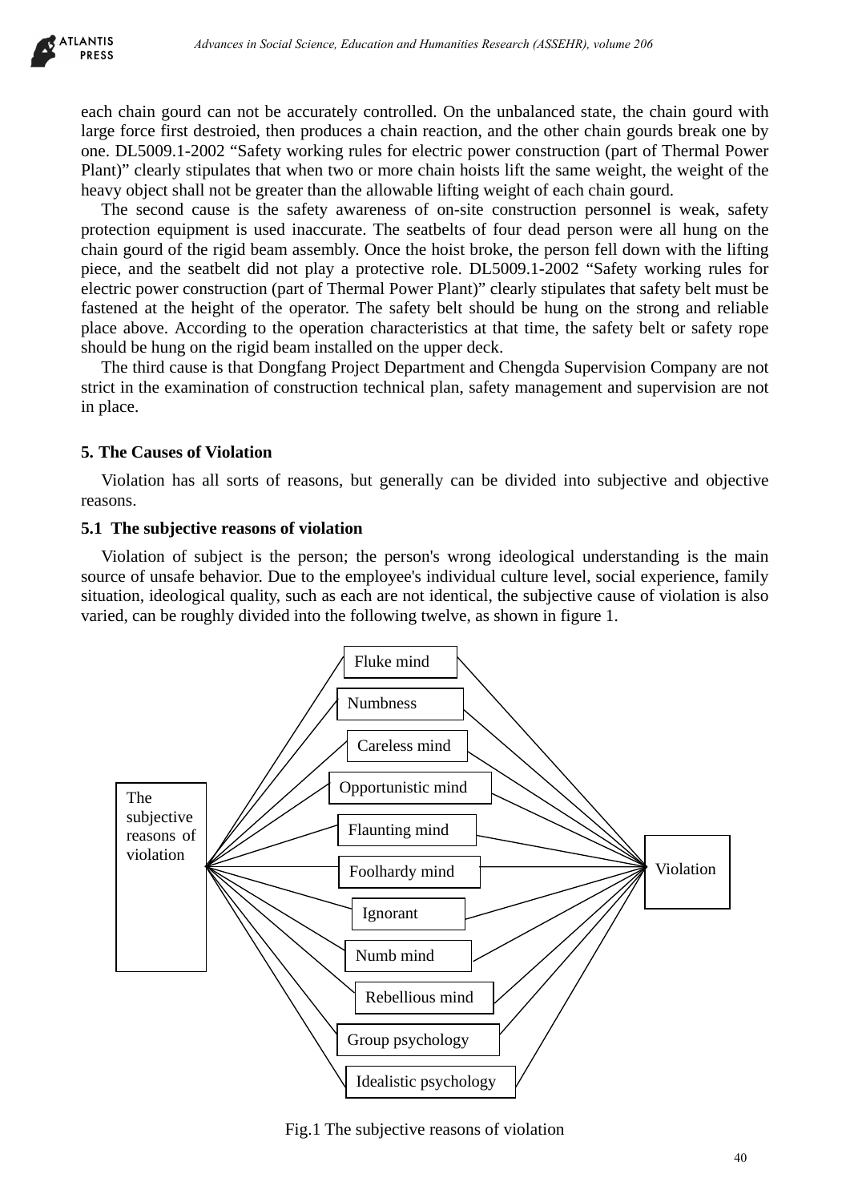each chain gourd can not be accurately controlled. On the unbalanced state, the chain gourd with large force first destroied, then produces a chain reaction, and the other chain gourds break one by one. DL5009.1-2002 "Safety working rules for electric power construction (part of Thermal Power Plant)" clearly stipulates that when two or more chain hoists lift the same weight, the weight of the heavy object shall not be greater than the allowable lifting weight of each chain gourd.

The second cause is the safety awareness of on-site construction personnel is weak, safety protection equipment is used inaccurate. The seatbelts of four dead person were all hung on the chain gourd of the rigid beam assembly. Once the hoist broke, the person fell down with the lifting piece, and the seatbelt did not play a protective role. DL5009.1-2002 "Safety working rules for electric power construction (part of Thermal Power Plant)" clearly stipulates that safety belt must be fastened at the height of the operator. The safety belt should be hung on the strong and reliable place above. According to the operation characteristics at that time, the safety belt or safety rope should be hung on the rigid beam installed on the upper deck.

The third cause is that Dongfang Project Department and Chengda Supervision Company are not strict in the examination of construction technical plan, safety management and supervision are not in place.

## 5. The Causes of Violation

Violation has all sorts of reasons, but generally can be divided into subjective and objective reasons.

### 5.1 The subjective reasons of violation

Violation of subject is the person; the person's wrong ideological understanding is the main source of unsafe behavior. Due to the employee's individual culture level, social experience, family situation, ideological quality, such as each are not identical, the subjective cause of violation is also varied, can be roughly divided into the following twelve, as shown in figure 1.

The subjective reasons of violation → Fluke mind, Numbness, Careless mind, Opportunistic mind, Flaunting mind, Foolhardy mind, Ignorant, Numb mind, Rebellious mind, Group psychology, Idealistic psychology → Violation

Fig.1 The subjective reasons of violation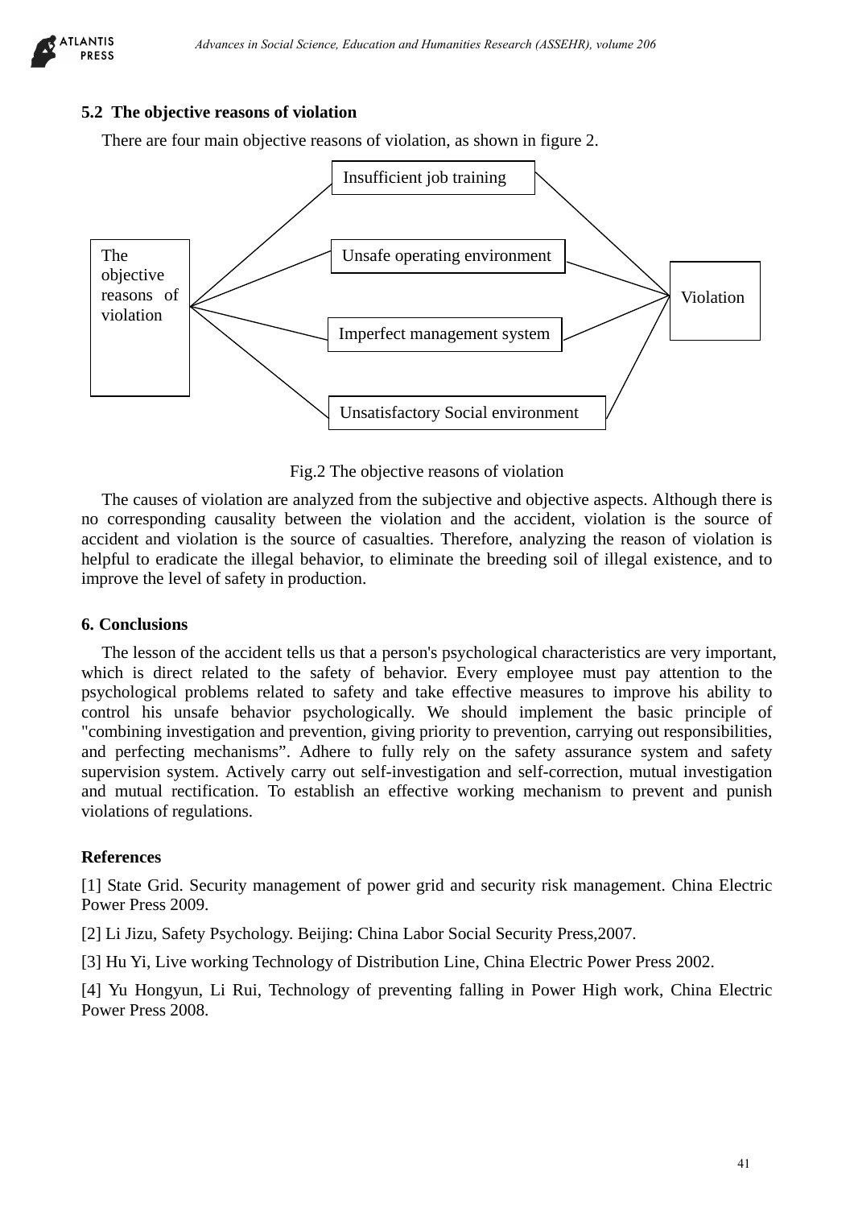## 5.2 The objective reasons of violation

There are four main objective reasons of violation, as shown in figure 2.

The objective reasons of violation

Insufficient job training

Unsafe operating environment

Imperfect management system

Unsatisfactory Social environment

Violation

Fig.2 The objective reasons of violation

The causes of violation are analyzed from the subjective and objective aspects. Although there is no corresponding causality between the violation and the accident, violation is the source of accident and violation is the source of casualties. Therefore, analyzing the reason of violation is helpful to eradicate the illegal behavior, to eliminate the breeding soil of illegal existence, and to improve the level of safety in production.

## 6. Conclusions

The lesson of the accident tells us that a person's psychological characteristics are very important, which is direct related to the safety of behavior. Every employee must pay attention to the psychological problems related to safety and take effective measures to improve his ability to control his unsafe behavior psychologically. We should implement the basic principle of "combining investigation and prevention, giving priority to prevention, carrying out responsibilities, and perfecting mechanisms”. Adhere to fully rely on the safety assurance system and safety supervision system. Actively carry out self-investigation and self-correction, mutual investigation and mutual rectification. To establish an effective working mechanism to prevent and punish violations of regulations.

## References

[1] State Grid. Security management of power grid and security risk management. China Electric Power Press 2009.

[2] Li Jizu, Safety Psychology. Beijing: China Labor Social Security Press,2007.

[3] Hu Yi, Live working Technology of Distribution Line, China Electric Power Press 2002.

[4] Yu Hongyun, Li Rui, Technology of preventing falling in Power High work, China Electric Power Press 2008.